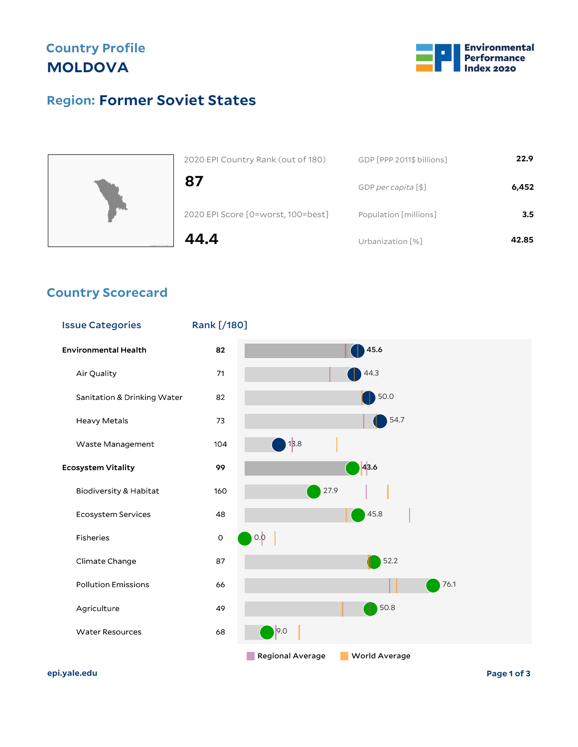Country Profile

# MOLDOVA

Environmental Performance Index 2020

## Region: Former Soviet States

| | |
|---|---|
| 2020 EPI Country Rank (out of 180) | **87** |
| 2020 EPI Score [0=worst, 100=best] | **44.4** |

| | |
|---|---|
| GDP [PPP 2011$ billions] | **22.9** |
| GDP *per capita* [$] | **6,452** |
| Population [millions] | **3.5** |
| Urbanization [%] | **42.85** |

## Country Scorecard

| Issue Categories | Rank [/180] | Score |
|---|---|---|
| **Environmental Health** | 82 | 45.6 |
| Air Quality | 71 | 44.3 |
| Sanitation & Drinking Water | 82 | 50.0 |
| Heavy Metals | 73 | 54.7 |
| Waste Management | 104 | 13.8 |
| **Ecosystem Vitality** | 99 | 43.6 |
| Biodiversity & Habitat | 160 | 27.9 |
| Ecosystem Services | 48 | 45.8 |
| Fisheries | 0 | 0.0 |
| Climate Change | 87 | 52.2 |
| Pollution Emissions | 66 | 76.1 |
| Agriculture | 49 | 50.8 |
| Water Resources | 68 | 9.0 |

Regional Average World Average

epi.yale.edu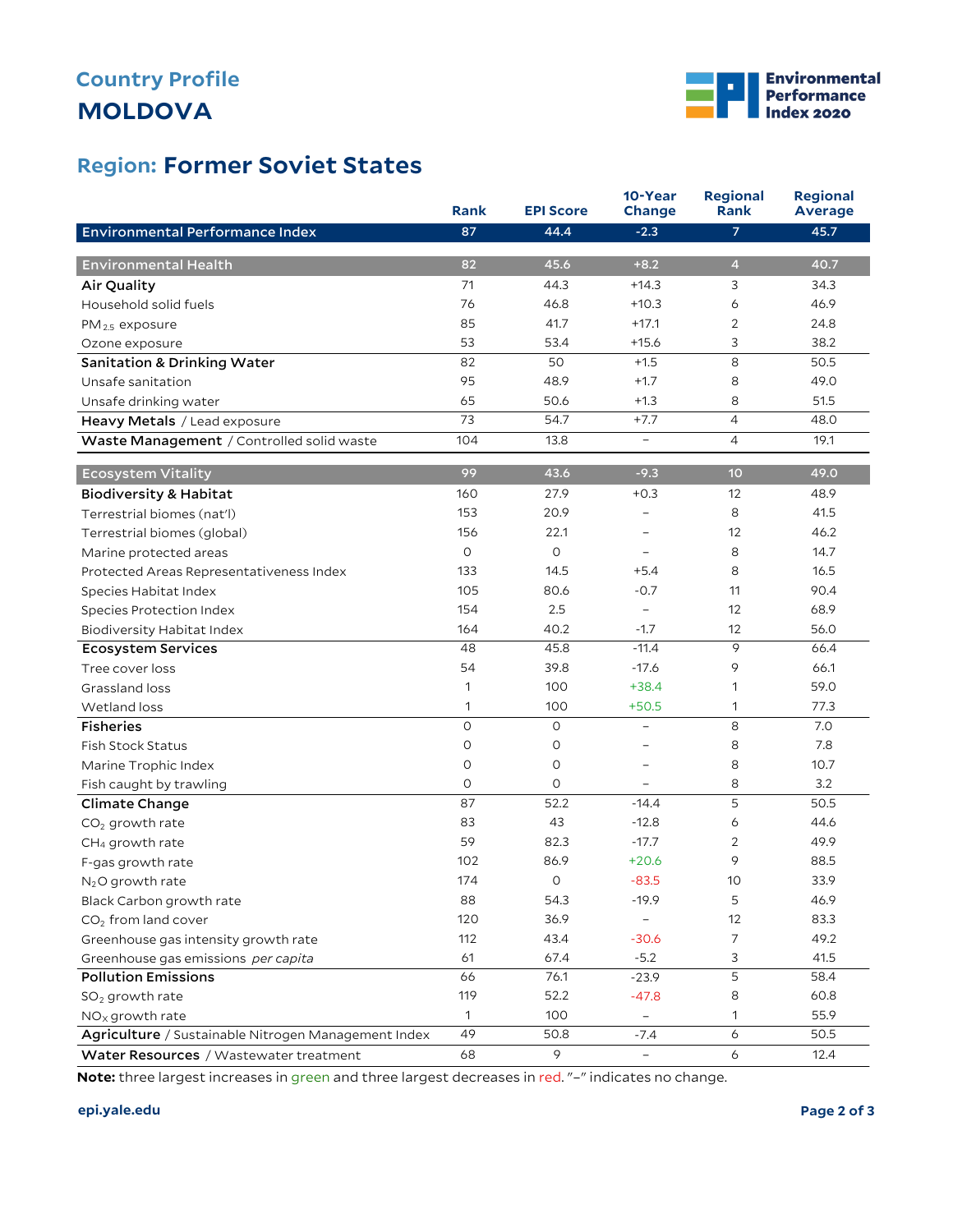# Country Profile
# MOLDOVA

## Region: Former Soviet States

| | Rank | EPI Score | 10-Year Change | Regional Rank | Regional Average |
|---|---|---|---|---|---|
| **Environmental Performance Index** | 87 | 44.4 | -2.3 | 7 | 45.7 |
| **Environmental Health** | 82 | 45.6 | +8.2 | 4 | 40.7 |
| **Air Quality** | 71 | 44.3 | +14.3 | 3 | 34.3 |
| Household solid fuels | 76 | 46.8 | +10.3 | 6 | 46.9 |
| $PM_{2.5}$ exposure | 85 | 41.7 | +17.1 | 2 | 24.8 |
| Ozone exposure | 53 | 53.4 | +15.6 | 3 | 38.2 |
| **Sanitation & Drinking Water** | 82 | 50 | +1.5 | 8 | 50.5 |
| Unsafe sanitation | 95 | 48.9 | +1.7 | 8 | 49.0 |
| Unsafe drinking water | 65 | 50.6 | +1.3 | 8 | 51.5 |
| **Heavy Metals** / Lead exposure | 73 | 54.7 | +7.7 | 4 | 48.0 |
| **Waste Management** / Controlled solid waste | 104 | 13.8 | – | 4 | 19.1 |
| **Ecosystem Vitality** | 99 | 43.6 | -9.3 | 10 | 49.0 |
| **Biodiversity & Habitat** | 160 | 27.9 | +0.3 | 12 | 48.9 |
| Terrestrial biomes (nat'l) | 153 | 20.9 | – | 8 | 41.5 |
| Terrestrial biomes (global) | 156 | 22.1 | – | 12 | 46.2 |
| Marine protected areas | 0 | 0 | – | 8 | 14.7 |
| Protected Areas Representativeness Index | 133 | 14.5 | +5.4 | 8 | 16.5 |
| Species Habitat Index | 105 | 80.6 | -0.7 | 11 | 90.4 |
| Species Protection Index | 154 | 2.5 | – | 12 | 68.9 |
| Biodiversity Habitat Index | 164 | 40.2 | -1.7 | 12 | 56.0 |
| **Ecosystem Services** | 48 | 45.8 | -11.4 | 9 | 66.4 |
| Tree cover loss | 54 | 39.8 | -17.6 | 9 | 66.1 |
| Grassland loss | 1 | 100 | +38.4 | 1 | 59.0 |
| Wetland loss | 1 | 100 | +50.5 | 1 | 77.3 |
| **Fisheries** | 0 | 0 | – | 8 | 7.0 |
| Fish Stock Status | 0 | 0 | – | 8 | 7.8 |
| Marine Trophic Index | 0 | 0 | – | 8 | 10.7 |
| Fish caught by trawling | 0 | 0 | – | 8 | 3.2 |
| **Climate Change** | 87 | 52.2 | -14.4 | 5 | 50.5 |
| $CO_2$ growth rate | 83 | 43 | -12.8 | 6 | 44.6 |
| $CH_4$ growth rate | 59 | 82.3 | -17.7 | 2 | 49.9 |
| F-gas growth rate | 102 | 86.9 | +20.6 | 9 | 88.5 |
| $N_2O$ growth rate | 174 | 0 | -83.5 | 10 | 33.9 |
| Black Carbon growth rate | 88 | 54.3 | -19.9 | 5 | 46.9 |
| $CO_2$ from land cover | 120 | 36.9 | – | 12 | 83.3 |
| Greenhouse gas intensity growth rate | 112 | 43.4 | -30.6 | 7 | 49.2 |
| Greenhouse gas emissions *per capita* | 61 | 67.4 | -5.2 | 3 | 41.5 |
| **Pollution Emissions** | 66 | 76.1 | -23.9 | 5 | 58.4 |
| $SO_2$ growth rate | 119 | 52.2 | -47.8 | 8 | 60.8 |
| $NO_X$ growth rate | 1 | 100 | – | 1 | 55.9 |
| **Agriculture** / Sustainable Nitrogen Management Index | 49 | 50.8 | -7.4 | 6 | 50.5 |
| **Water Resources** / Wastewater treatment | 68 | 9 | – | 6 | 12.4 |

**Note:** three largest increases in green and three largest decreases in red. "–" indicates no change.

epi.yale.edu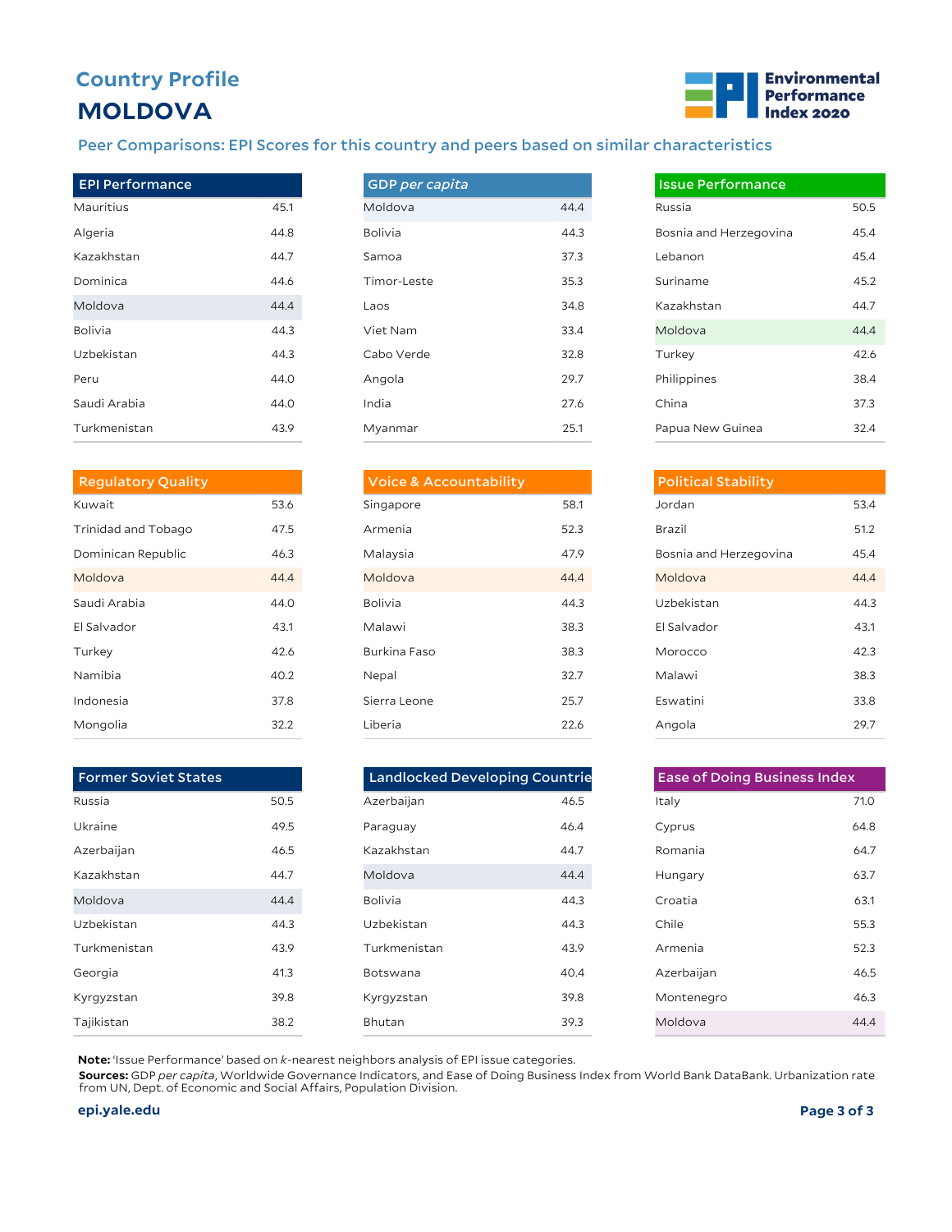## Country Profile

# MOLDOVA

### Peer Comparisons: EPI Scores for this country and peers based on similar characteristics

| EPI Performance | |
|---|---|
| Mauritius | 45.1 |
| Algeria | 44.8 |
| Kazakhstan | 44.7 |
| Dominica | 44.6 |
| Moldova | 44.4 |
| Bolivia | 44.3 |
| Uzbekistan | 44.3 |
| Peru | 44.0 |
| Saudi Arabia | 44.0 |
| Turkmenistan | 43.9 |

| GDP *per capita* | |
|---|---|
| Moldova | 44.4 |
| Bolivia | 44.3 |
| Samoa | 37.3 |
| Timor-Leste | 35.3 |
| Laos | 34.8 |
| Viet Nam | 33.4 |
| Cabo Verde | 32.8 |
| Angola | 29.7 |
| India | 27.6 |
| Myanmar | 25.1 |

| Issue Performance | |
|---|---|
| Russia | 50.5 |
| Bosnia and Herzegovina | 45.4 |
| Lebanon | 45.4 |
| Suriname | 45.2 |
| Kazakhstan | 44.7 |
| Moldova | 44.4 |
| Turkey | 42.6 |
| Philippines | 38.4 |
| China | 37.3 |
| Papua New Guinea | 32.4 |

| Regulatory Quality | |
|---|---|
| Kuwait | 53.6 |
| Trinidad and Tobago | 47.5 |
| Dominican Republic | 46.3 |
| Moldova | 44.4 |
| Saudi Arabia | 44.0 |
| El Salvador | 43.1 |
| Turkey | 42.6 |
| Namibia | 40.2 |
| Indonesia | 37.8 |
| Mongolia | 32.2 |

| Voice & Accountability | |
|---|---|
| Singapore | 58.1 |
| Armenia | 52.3 |
| Malaysia | 47.9 |
| Moldova | 44.4 |
| Bolivia | 44.3 |
| Malawi | 38.3 |
| Burkina Faso | 38.3 |
| Nepal | 32.7 |
| Sierra Leone | 25.7 |
| Liberia | 22.6 |

| Political Stability | |
|---|---|
| Jordan | 53.4 |
| Brazil | 51.2 |
| Bosnia and Herzegovina | 45.4 |
| Moldova | 44.4 |
| Uzbekistan | 44.3 |
| El Salvador | 43.1 |
| Morocco | 42.3 |
| Malawi | 38.3 |
| Eswatini | 33.8 |
| Angola | 29.7 |

| Former Soviet States | |
|---|---|
| Russia | 50.5 |
| Ukraine | 49.5 |
| Azerbaijan | 46.5 |
| Kazakhstan | 44.7 |
| Moldova | 44.4 |
| Uzbekistan | 44.3 |
| Turkmenistan | 43.9 |
| Georgia | 41.3 |
| Kyrgyzstan | 39.8 |
| Tajikistan | 38.2 |

| Landlocked Developing Countrie | |
|---|---|
| Azerbaijan | 46.5 |
| Paraguay | 46.4 |
| Kazakhstan | 44.7 |
| Moldova | 44.4 |
| Bolivia | 44.3 |
| Uzbekistan | 44.3 |
| Turkmenistan | 43.9 |
| Botswana | 40.4 |
| Kyrgyzstan | 39.8 |
| Bhutan | 39.3 |

| Ease of Doing Business Index | |
|---|---|
| Italy | 71.0 |
| Cyprus | 64.8 |
| Romania | 64.7 |
| Hungary | 63.7 |
| Croatia | 63.1 |
| Chile | 55.3 |
| Armenia | 52.3 |
| Azerbaijan | 46.5 |
| Montenegro | 46.3 |
| Moldova | 44.4 |

**Note:** 'Issue Performance' based on *k*-nearest neighbors analysis of EPI issue categories.

**Sources:** GDP *per capita*, Worldwide Governance Indicators, and Ease of Doing Business Index from World Bank DataBank. Urbanization rate from UN, Dept. of Economic and Social Affairs, Population Division.

epi.yale.edu